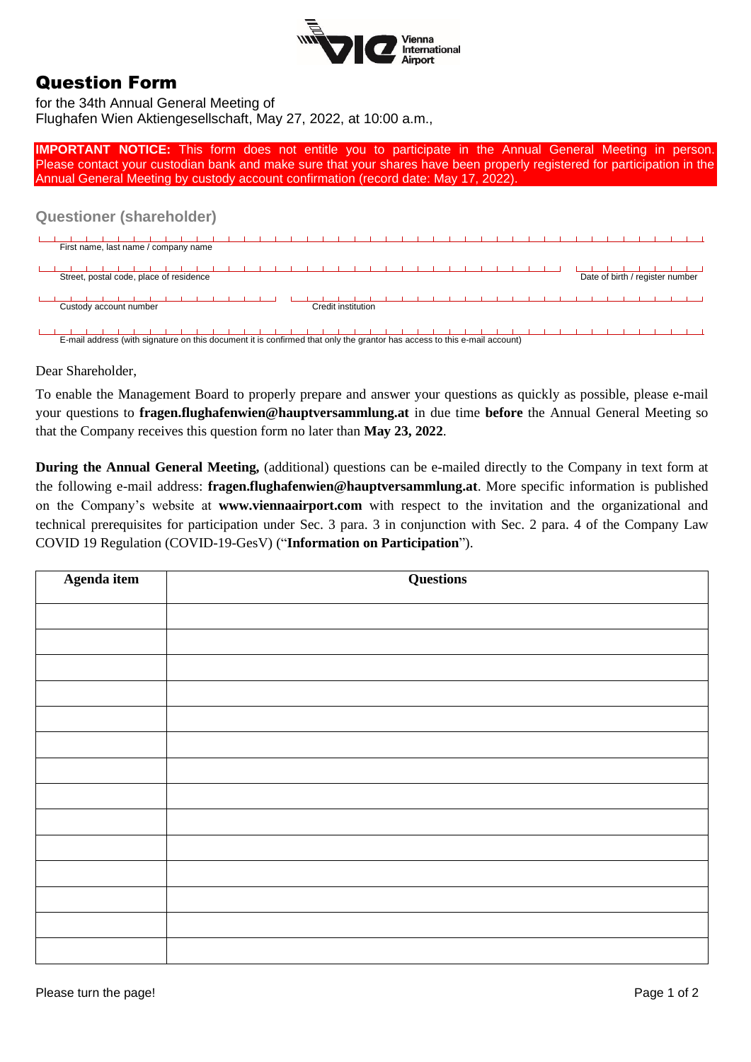# Question Form

for the 34th Annual General Meeting of
Flughafen Wien Aktiengesellschaft, May 27, 2022, at 10:00 a.m.,

**IMPORTANT NOTICE:** This form does not entitle you to participate in the Annual General Meeting in person. Please contact your custodian bank and make sure that your shares have been properly registered for participation in the Annual General Meeting by custody account confirmation (record date: May 17, 2022).

## Questioner (shareholder)

First name, last name / company name

Street, postal code, place of residence

Date of birth / register number

Custody account number

Credit institution

E-mail address (with signature on this document it is confirmed that only the grantor has access to this e-mail account)

Dear Shareholder,

To enable the Management Board to properly prepare and answer your questions as quickly as possible, please e-mail your questions to **fragen.flughafenwien@hauptversammlung.at** in due time **before** the Annual General Meeting so that the Company receives this question form no later than **May 23, 2022**.

**During the Annual General Meeting,** (additional) questions can be e-mailed directly to the Company in text form at the following e-mail address: **fragen.flughafenwien@hauptversammlung.at**. More specific information is published on the Company's website at **www.viennaairport.com** with respect to the invitation and the organizational and technical prerequisites for participation under Sec. 3 para. 3 in conjunction with Sec. 2 para. 4 of the Company Law COVID 19 Regulation (COVID-19-GesV) ("**Information on Participation**").

| Agenda item | Questions |
|---|---|
| | |
| | |
| | |
| | |
| | |
| | |
| | |
| | |
| | |
| | |
| | |
| | |
| | |
| | |

Please turn the page!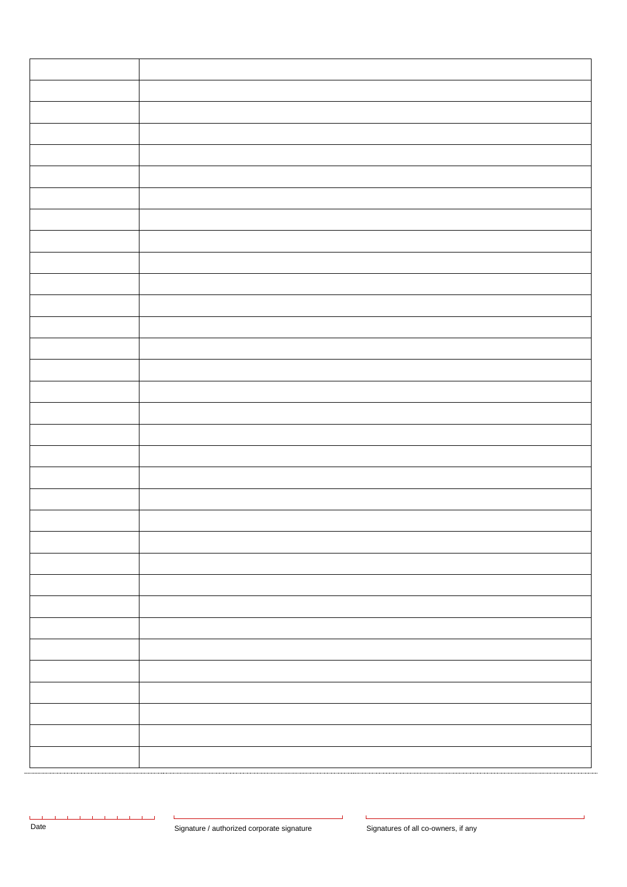| | |
|---|---|
| | |
| | |
| | |
| | |
| | |
| | |
| | |
| | |
| | |
| | |
| | |
| | |
| | |
| | |
| | |
| | |
| | |
| | |
| | |
| | |
| | |
| | |
| | |
| | |
| | |
| | |
| | |
| | |
| | |
| | |
| | |
| | |

Date

Signature / authorized corporate signature

Signatures of all co-owners, if any